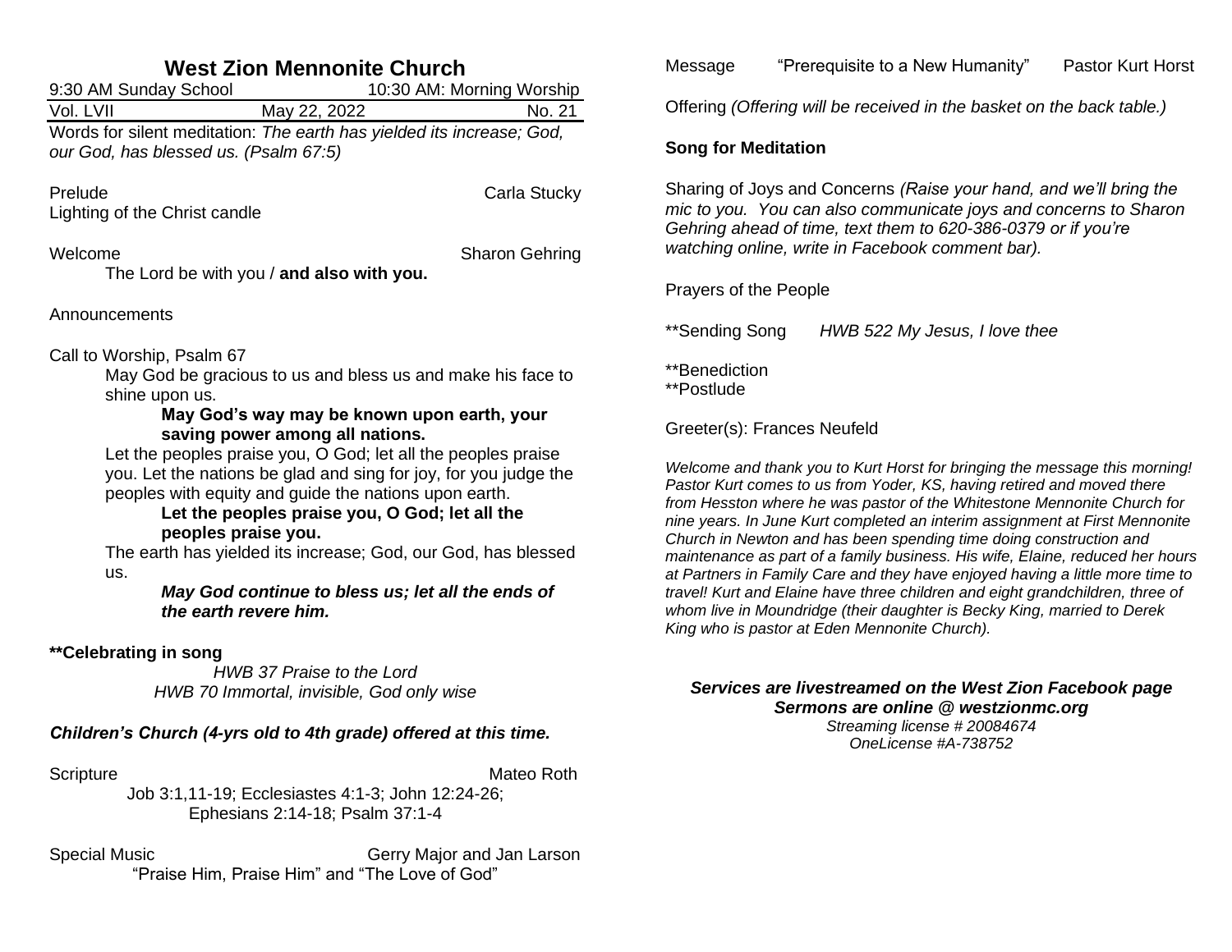# West Zion Mennonite Church

9:30 AM Sunday School | 10:30 AM: Morning Worship

Vol. LVII | May 22, 2022 | No. 21

Words for silent meditation: *The earth has yielded its increase; God, our God, has blessed us. (Psalm 67:5)*

Prelude — Carla Stucky

Lighting of the Christ candle

Welcome — Sharon Gehring

The Lord be with you / **and also with you.**

Announcements

Call to Worship, Psalm 67

May God be gracious to us and bless us and make his face to shine upon us.

**May God's way may be known upon earth, your saving power among all nations.**

Let the peoples praise you, O God; let all the peoples praise you. Let the nations be glad and sing for joy, for you judge the peoples with equity and guide the nations upon earth.

**Let the peoples praise you, O God; let all the peoples praise you.**

The earth has yielded its increase; God, our God, has blessed us.

***May God continue to bless us; let all the ends of the earth revere him.***

**\*\*Celebrating in song**

*HWB 37 Praise to the Lord*

*HWB 70 Immortal, invisible, God only wise*

***Children's Church (4-yrs old to 4th grade) offered at this time.***

Scripture — Mateo Roth

Job 3:1,11-19; Ecclesiastes 4:1-3; John 12:24-26; Ephesians 2:14-18; Psalm 37:1-4

Special Music — Gerry Major and Jan Larson

"Praise Him, Praise Him" and "The Love of God"

Message — "Prerequisite to a New Humanity" — Pastor Kurt Horst

Offering *(Offering will be received in the basket on the back table.)*

**Song for Meditation**

Sharing of Joys and Concerns *(Raise your hand, and we'll bring the mic to you. You can also communicate joys and concerns to Sharon Gehring ahead of time, text them to 620-386-0379 or if you're watching online, write in Facebook comment bar).*

Prayers of the People

\*\*Sending Song — *HWB 522 My Jesus, I love thee*

\*\*Benediction

\*\*Postlude

Greeter(s): Frances Neufeld

*Welcome and thank you to Kurt Horst for bringing the message this morning! Pastor Kurt comes to us from Yoder, KS, having retired and moved there from Hesston where he was pastor of the Whitestone Mennonite Church for nine years. In June Kurt completed an interim assignment at First Mennonite Church in Newton and has been spending time doing construction and maintenance as part of a family business. His wife, Elaine, reduced her hours at Partners in Family Care and they have enjoyed having a little more time to travel! Kurt and Elaine have three children and eight grandchildren, three of whom live in Moundridge (their daughter is Becky King, married to Derek King who is pastor at Eden Mennonite Church).*

***Services are livestreamed on the West Zion Facebook page***

***Sermons are online @ westzionmc.org***

*Streaming license # 20084674*

*OneLicense #A-738752*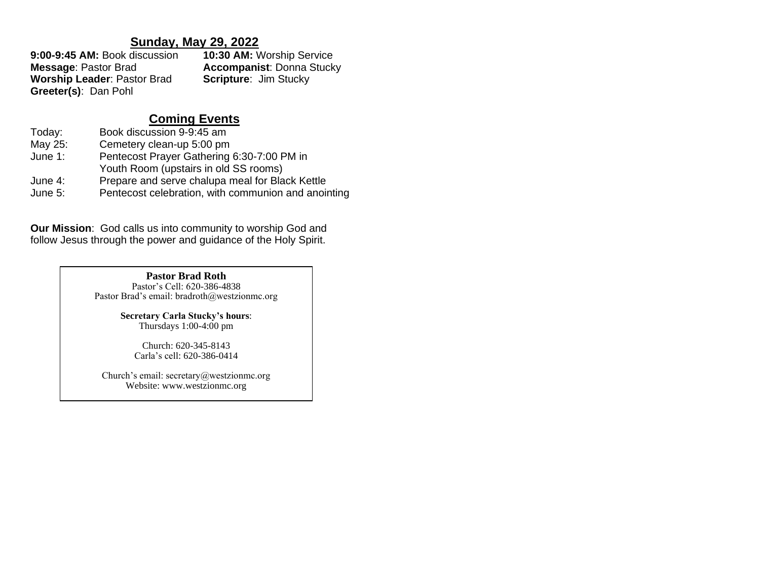## Sunday, May 29, 2022

**9:00-9:45 AM:** Book discussion
**Message**: Pastor Brad
**Worship Leader**: Pastor Brad
**Greeter(s)**: Dan Pohl

**10:30 AM:** Worship Service
**Accompanist**: Donna Stucky
**Scripture**: Jim Stucky

## Coming Events

| | |
|---|---|
| Today: | Book discussion 9-9:45 am |
| May 25: | Cemetery clean-up 5:00 pm |
| June 1: | Pentecost Prayer Gathering 6:30-7:00 PM in Youth Room (upstairs in old SS rooms) |
| June 4: | Prepare and serve chalupa meal for Black Kettle |
| June 5: | Pentecost celebration, with communion and anointing |

**Our Mission**: God calls us into community to worship God and follow Jesus through the power and guidance of the Holy Spirit.

**Pastor Brad Roth**
Pastor's Cell: 620-386-4838
Pastor Brad's email: bradroth@westzionmc.org

**Secretary Carla Stucky's hours**:
Thursdays 1:00-4:00 pm

Church: 620-345-8143
Carla's cell: 620-386-0414

Church's email: secretary@westzionmc.org
Website: www.westzionmc.org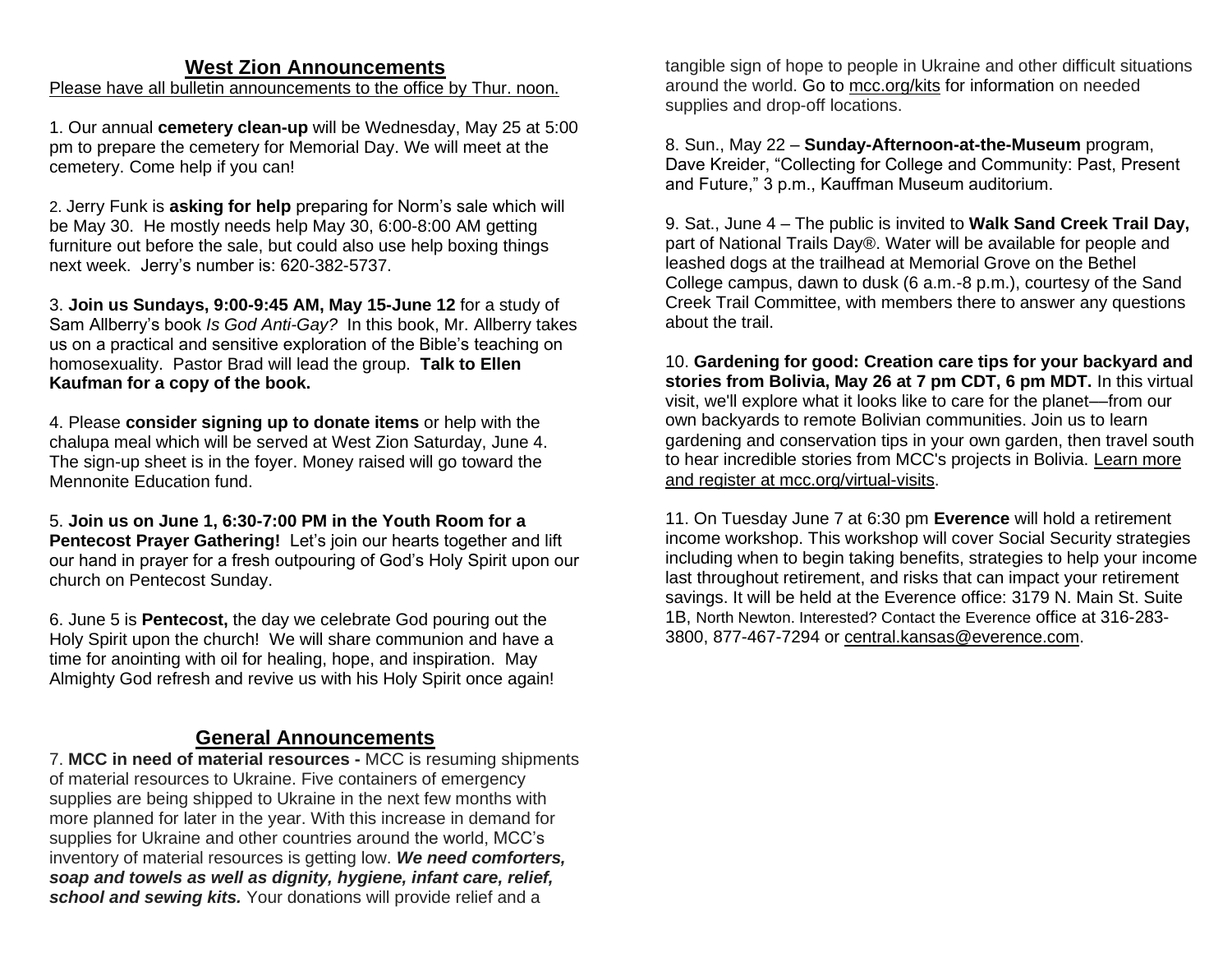## West Zion Announcements

Please have all bulletin announcements to the office by Thur. noon.

1. Our annual **cemetery clean-up** will be Wednesday, May 25 at 5:00 pm to prepare the cemetery for Memorial Day. We will meet at the cemetery. Come help if you can!

2. Jerry Funk is **asking for help** preparing for Norm's sale which will be May 30. He mostly needs help May 30, 6:00-8:00 AM getting furniture out before the sale, but could also use help boxing things next week. Jerry's number is: 620-382-5737.

3. **Join us Sundays, 9:00-9:45 AM, May 15-June 12** for a study of Sam Allberry's book *Is God Anti-Gay?* In this book, Mr. Allberry takes us on a practical and sensitive exploration of the Bible's teaching on homosexuality. Pastor Brad will lead the group. **Talk to Ellen Kaufman for a copy of the book.**

4. Please **consider signing up to donate items** or help with the chalupa meal which will be served at West Zion Saturday, June 4. The sign-up sheet is in the foyer. Money raised will go toward the Mennonite Education fund.

5. **Join us on June 1, 6:30-7:00 PM in the Youth Room for a Pentecost Prayer Gathering!** Let's join our hearts together and lift our hand in prayer for a fresh outpouring of God's Holy Spirit upon our church on Pentecost Sunday.

6. June 5 is **Pentecost,** the day we celebrate God pouring out the Holy Spirit upon the church! We will share communion and have a time for anointing with oil for healing, hope, and inspiration. May Almighty God refresh and revive us with his Holy Spirit once again!

## General Announcements

7. **MCC in need of material resources -** MCC is resuming shipments of material resources to Ukraine. Five containers of emergency supplies are being shipped to Ukraine in the next few months with more planned for later in the year. With this increase in demand for supplies for Ukraine and other countries around the world, MCC's inventory of material resources is getting low. ***We need comforters, soap and towels as well as dignity, hygiene, infant care, relief, school and sewing kits.*** Your donations will provide relief and a tangible sign of hope to people in Ukraine and other difficult situations around the world. Go to mcc.org/kits for information on needed supplies and drop-off locations.

8. Sun., May 22 – **Sunday-Afternoon-at-the-Museum** program, Dave Kreider, "Collecting for College and Community: Past, Present and Future," 3 p.m., Kauffman Museum auditorium.

9. Sat., June 4 – The public is invited to **Walk Sand Creek Trail Day,** part of National Trails Day®. Water will be available for people and leashed dogs at the trailhead at Memorial Grove on the Bethel College campus, dawn to dusk (6 a.m.-8 p.m.), courtesy of the Sand Creek Trail Committee, with members there to answer any questions about the trail.

10. **Gardening for good: Creation care tips for your backyard and stories from Bolivia, May 26 at 7 pm CDT, 6 pm MDT.** In this virtual visit, we'll explore what it looks like to care for the planet—from our own backyards to remote Bolivian communities. Join us to learn gardening and conservation tips in your own garden, then travel south to hear incredible stories from MCC's projects in Bolivia. Learn more and register at mcc.org/virtual-visits.

11. On Tuesday June 7 at 6:30 pm **Everence** will hold a retirement income workshop. This workshop will cover Social Security strategies including when to begin taking benefits, strategies to help your income last throughout retirement, and risks that can impact your retirement savings. It will be held at the Everence office: 3179 N. Main St. Suite 1B, North Newton. Interested? Contact the Everence office at 316-283-3800, 877-467-7294 or central.kansas@everence.com.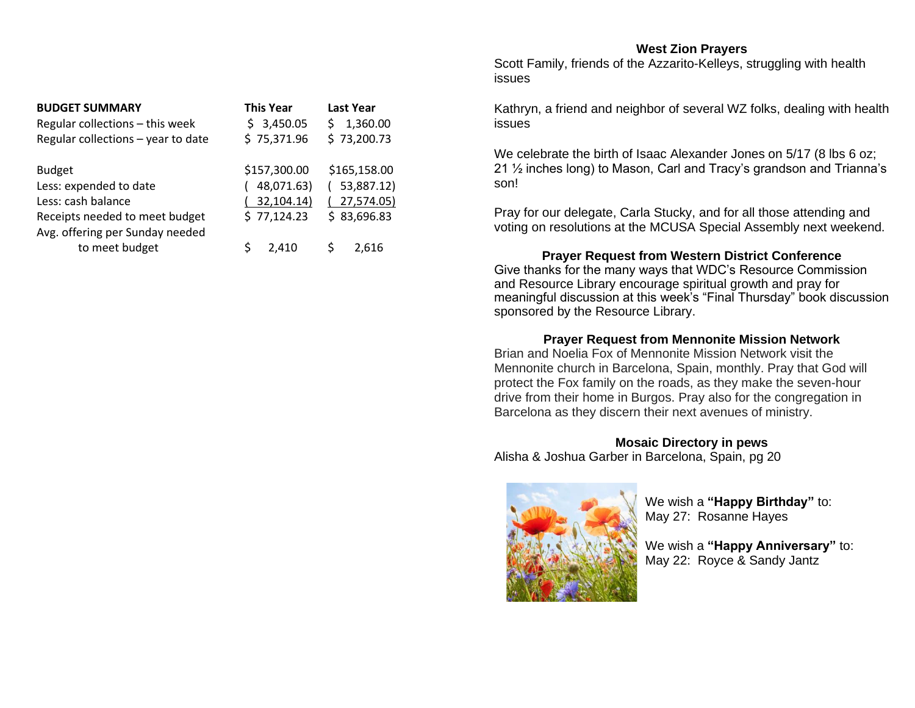| BUDGET SUMMARY | This Year | Last Year |
|---|---|---|
| Regular collections – this week | $ 3,450.05 | $ 1,360.00 |
| Regular collections – year to date | $ 75,371.96 | $ 73,200.73 |
| | | |
| Budget | $157,300.00 | $165,158.00 |
| Less: expended to date | ( 48,071.63) | ( 53,887.12) |
| Less: cash balance | ( 32,104.14) | ( 27,574.05) |
| Receipts needed to meet budget | $ 77,124.23 | $ 83,696.83 |
| Avg. offering per Sunday needed to meet budget | $ 2,410 | $ 2,616 |

### West Zion Prayers

Scott Family, friends of the Azzarito-Kelleys, struggling with health issues

Kathryn, a friend and neighbor of several WZ folks, dealing with health issues

We celebrate the birth of Isaac Alexander Jones on 5/17 (8 lbs 6 oz; 21 ½ inches long) to Mason, Carl and Tracy's grandson and Trianna's son!

Pray for our delegate, Carla Stucky, and for all those attending and voting on resolutions at the MCUSA Special Assembly next weekend.

### Prayer Request from Western District Conference

Give thanks for the many ways that WDC's Resource Commission and Resource Library encourage spiritual growth and pray for meaningful discussion at this week's "Final Thursday" book discussion sponsored by the Resource Library.

### Prayer Request from Mennonite Mission Network

Brian and Noelia Fox of Mennonite Mission Network visit the Mennonite church in Barcelona, Spain, monthly. Pray that God will protect the Fox family on the roads, as they make the seven-hour drive from their home in Burgos. Pray also for the congregation in Barcelona as they discern their next avenues of ministry.

### Mosaic Directory in pews

Alisha & Joshua Garber in Barcelona, Spain, pg 20

We wish a **"Happy Birthday"** to:
May 27: Rosanne Hayes

We wish a **"Happy Anniversary"** to:
May 22: Royce & Sandy Jantz